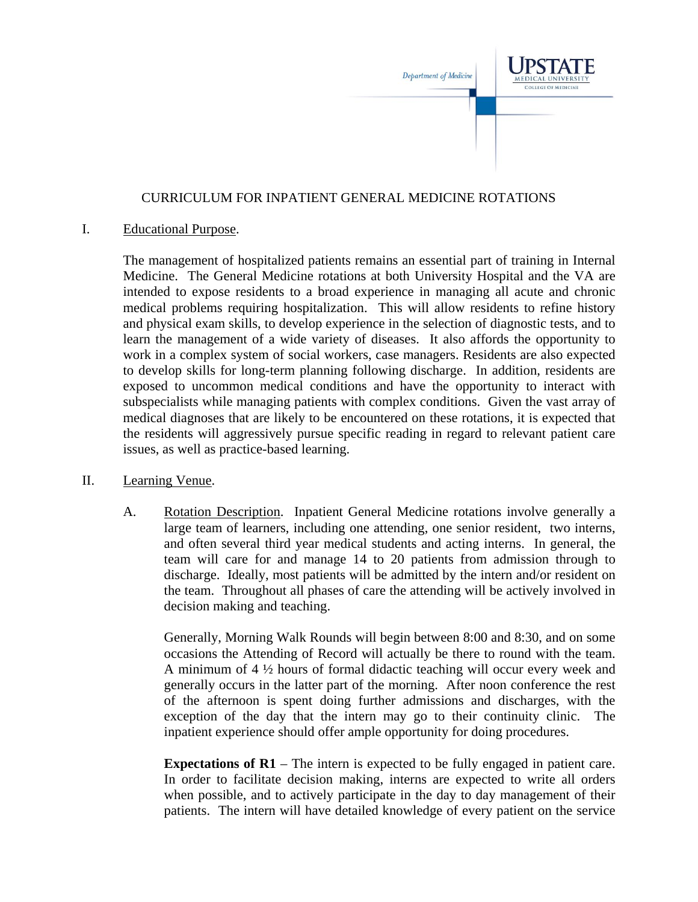Department of Medicine

UPSTATE MEDICAL UNIVERSITY COLLEGE OF MEDICINE

# CURRICULUM FOR INPATIENT GENERAL MEDICINE ROTATIONS

## I. Educational Purpose.

The management of hospitalized patients remains an essential part of training in Internal Medicine. The General Medicine rotations at both University Hospital and the VA are intended to expose residents to a broad experience in managing all acute and chronic medical problems requiring hospitalization. This will allow residents to refine history and physical exam skills, to develop experience in the selection of diagnostic tests, and to learn the management of a wide variety of diseases. It also affords the opportunity to work in a complex system of social workers, case managers. Residents are also expected to develop skills for long-term planning following discharge. In addition, residents are exposed to uncommon medical conditions and have the opportunity to interact with subspecialists while managing patients with complex conditions. Given the vast array of medical diagnoses that are likely to be encountered on these rotations, it is expected that the residents will aggressively pursue specific reading in regard to relevant patient care issues, as well as practice-based learning.

## II. Learning Venue.

### A. Rotation Description.

Inpatient General Medicine rotations involve generally a large team of learners, including one attending, one senior resident, two interns, and often several third year medical students and acting interns. In general, the team will care for and manage 14 to 20 patients from admission through to discharge. Ideally, most patients will be admitted by the intern and/or resident on the team. Throughout all phases of care the attending will be actively involved in decision making and teaching.

Generally, Morning Walk Rounds will begin between 8:00 and 8:30, and on some occasions the Attending of Record will actually be there to round with the team. A minimum of 4 ½ hours of formal didactic teaching will occur every week and generally occurs in the latter part of the morning. After noon conference the rest of the afternoon is spent doing further admissions and discharges, with the exception of the day that the intern may go to their continuity clinic. The inpatient experience should offer ample opportunity for doing procedures.

**Expectations of R1** – The intern is expected to be fully engaged in patient care. In order to facilitate decision making, interns are expected to write all orders when possible, and to actively participate in the day to day management of their patients. The intern will have detailed knowledge of every patient on the service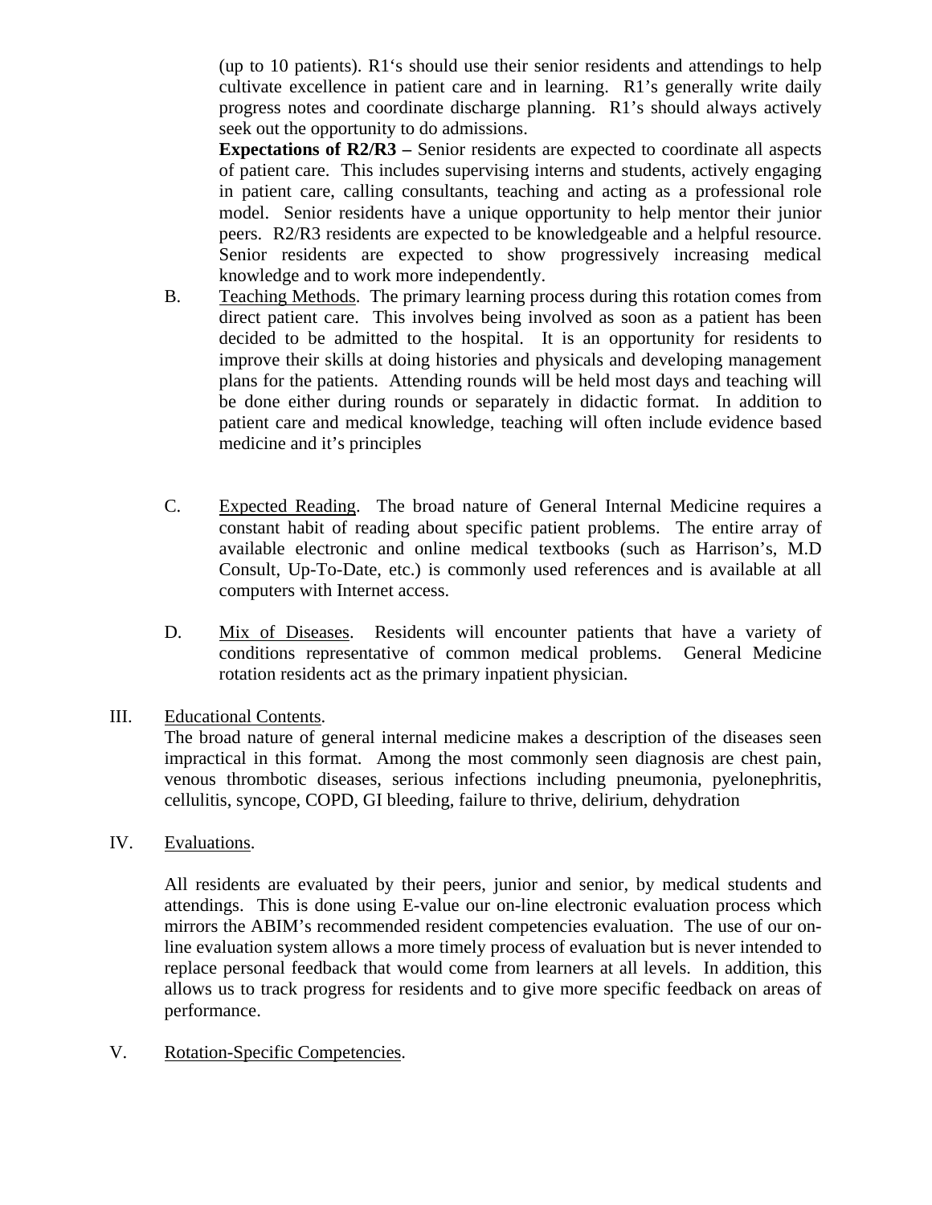(up to 10 patients). R1's should use their senior residents and attendings to help cultivate excellence in patient care and in learning. R1's generally write daily progress notes and coordinate discharge planning. R1's should always actively seek out the opportunity to do admissions.

**Expectations of R2/R3 –** Senior residents are expected to coordinate all aspects of patient care. This includes supervising interns and students, actively engaging in patient care, calling consultants, teaching and acting as a professional role model. Senior residents have a unique opportunity to help mentor their junior peers. R2/R3 residents are expected to be knowledgeable and a helpful resource. Senior residents are expected to show progressively increasing medical knowledge and to work more independently.

B. Teaching Methods. The primary learning process during this rotation comes from direct patient care. This involves being involved as soon as a patient has been decided to be admitted to the hospital. It is an opportunity for residents to improve their skills at doing histories and physicals and developing management plans for the patients. Attending rounds will be held most days and teaching will be done either during rounds or separately in didactic format. In addition to patient care and medical knowledge, teaching will often include evidence based medicine and it's principles

C. Expected Reading. The broad nature of General Internal Medicine requires a constant habit of reading about specific patient problems. The entire array of available electronic and online medical textbooks (such as Harrison's, M.D Consult, Up-To-Date, etc.) is commonly used references and is available at all computers with Internet access.

D. Mix of Diseases. Residents will encounter patients that have a variety of conditions representative of common medical problems. General Medicine rotation residents act as the primary inpatient physician.

III. Educational Contents.

The broad nature of general internal medicine makes a description of the diseases seen impractical in this format. Among the most commonly seen diagnosis are chest pain, venous thrombotic diseases, serious infections including pneumonia, pyelonephritis, cellulitis, syncope, COPD, GI bleeding, failure to thrive, delirium, dehydration

IV. Evaluations.

All residents are evaluated by their peers, junior and senior, by medical students and attendings. This is done using E-value our on-line electronic evaluation process which mirrors the ABIM's recommended resident competencies evaluation. The use of our on-line evaluation system allows a more timely process of evaluation but is never intended to replace personal feedback that would come from learners at all levels. In addition, this allows us to track progress for residents and to give more specific feedback on areas of performance.

V. Rotation-Specific Competencies.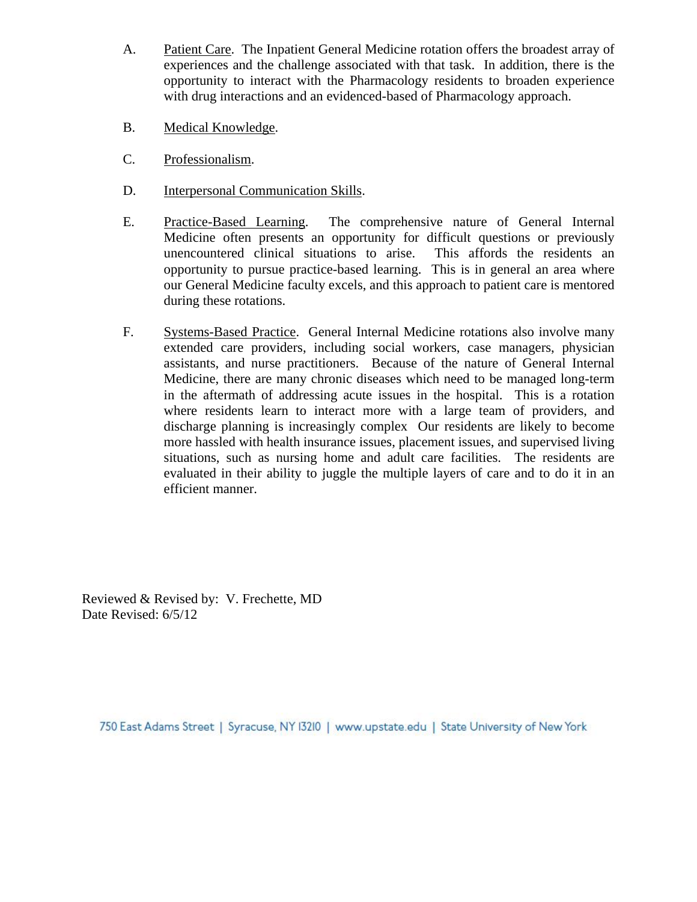A. Patient Care. The Inpatient General Medicine rotation offers the broadest array of experiences and the challenge associated with that task. In addition, there is the opportunity to interact with the Pharmacology residents to broaden experience with drug interactions and an evidenced-based of Pharmacology approach.

B. Medical Knowledge.

C. Professionalism.

D. Interpersonal Communication Skills.

E. Practice-Based Learning. The comprehensive nature of General Internal Medicine often presents an opportunity for difficult questions or previously unencountered clinical situations to arise. This affords the residents an opportunity to pursue practice-based learning. This is in general an area where our General Medicine faculty excels, and this approach to patient care is mentored during these rotations.

F. Systems-Based Practice. General Internal Medicine rotations also involve many extended care providers, including social workers, case managers, physician assistants, and nurse practitioners. Because of the nature of General Internal Medicine, there are many chronic diseases which need to be managed long-term in the aftermath of addressing acute issues in the hospital. This is a rotation where residents learn to interact more with a large team of providers, and discharge planning is increasingly complex Our residents are likely to become more hassled with health insurance issues, placement issues, and supervised living situations, such as nursing home and adult care facilities. The residents are evaluated in their ability to juggle the multiple layers of care and to do it in an efficient manner.

Reviewed & Revised by: V. Frechette, MD
Date Revised: 6/5/12